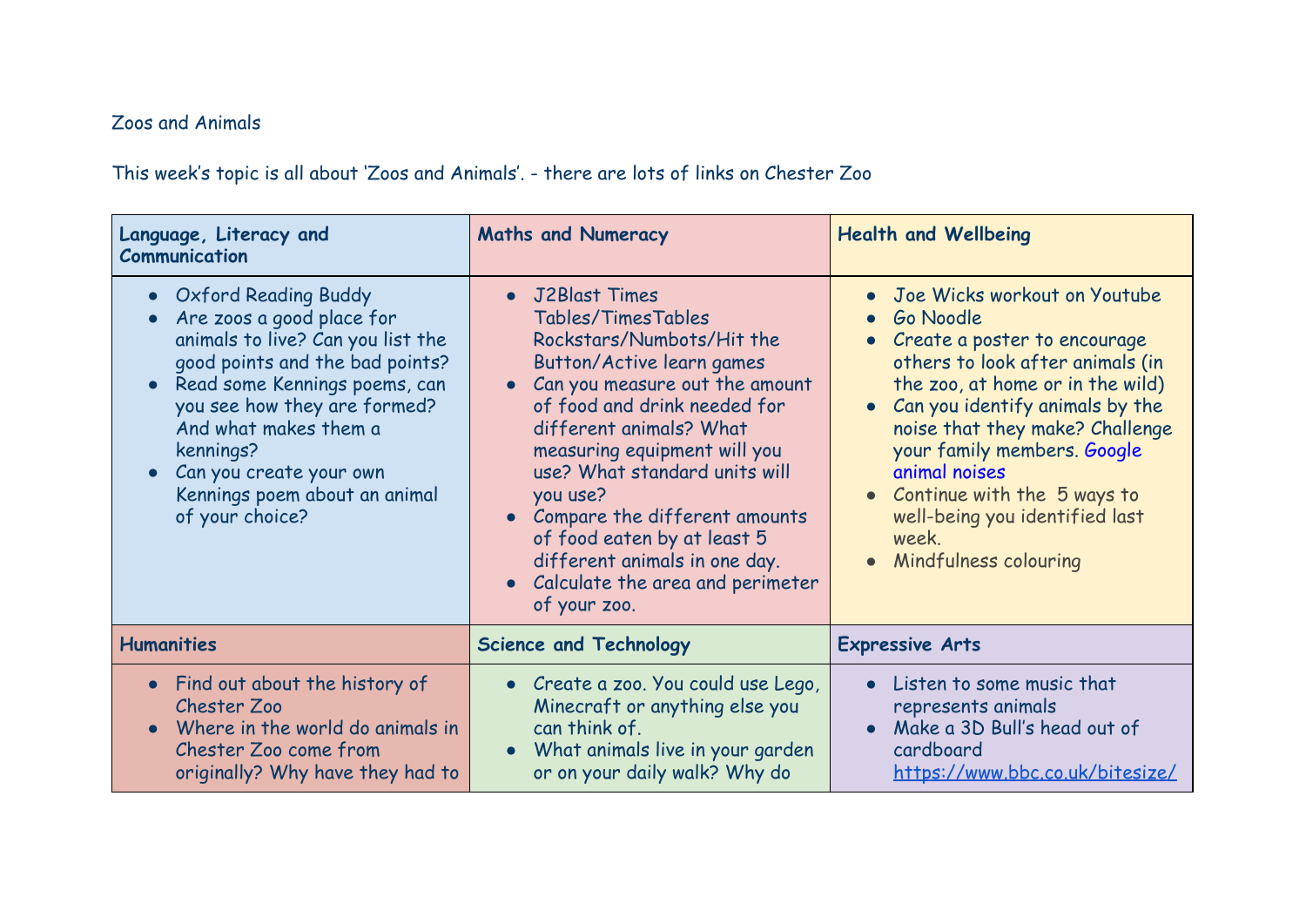Zoos and Animals

This week's topic is all about 'Zoos and Animals'. - there are lots of links on Chester Zoo

| **Language, Literacy and Communication** | **Maths and Numeracy** | **Health and Wellbeing** |
|---|---|---|
| • Oxford Reading Buddy<br>• Are zoos a good place for animals to live? Can you list the good points and the bad points?<br>• Read some Kennings poems, can you see how they are formed? And what makes them a kennings?<br>• Can you create your own Kennings poem about an animal of your choice? | • J2Blast Times Tables/TimesTables Rockstars/Numbots/Hit the Button/Active learn games<br>• Can you measure out the amount of food and drink needed for different animals? What measuring equipment will you use? What standard units will you use?<br>• Compare the different amounts of food eaten by at least 5 different animals in one day.<br>• Calculate the area and perimeter of your zoo. | • Joe Wicks workout on Youtube<br>• Go Noodle<br>• Create a poster to encourage others to look after animals (in the zoo, at home or in the wild)<br>• Can you identify animals by the noise that they make? Challenge your family members. Google animal noises<br>• Continue with the 5 ways to well-being you identified last week.<br>• Mindfulness colouring |
| **Humanities** | **Science and Technology** | **Expressive Arts** |
| • Find out about the history of Chester Zoo<br>• Where in the world do animals in Chester Zoo come from originally? Why have they had to | • Create a zoo. You could use Lego, Minecraft or anything else you can think of.<br>• What animals live in your garden or on your daily walk? Why do | • Listen to some music that represents animals<br>• Make a 3D Bull's head out of cardboard https://www.bbc.co.uk/bitesize/ |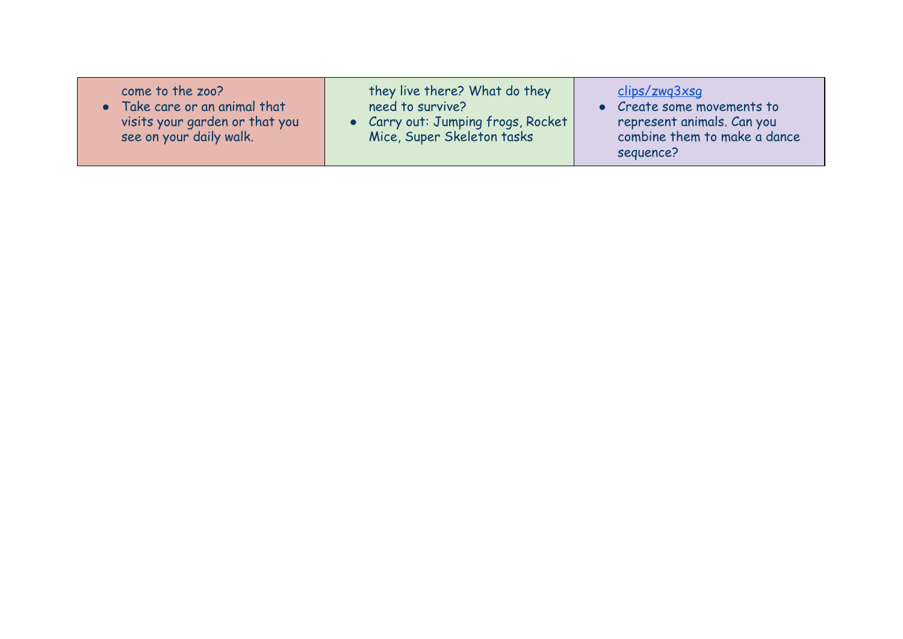| | | |
|---|---|---|
| come to the zoo?<br>• Take care or an animal that visits your garden or that you see on your daily walk. | they live there? What do they need to survive?<br>• Carry out: Jumping frogs, Rocket Mice, Super Skeleton tasks | clips/zwq3xsg<br>• Create some movements to represent animals. Can you combine them to make a dance sequence? |